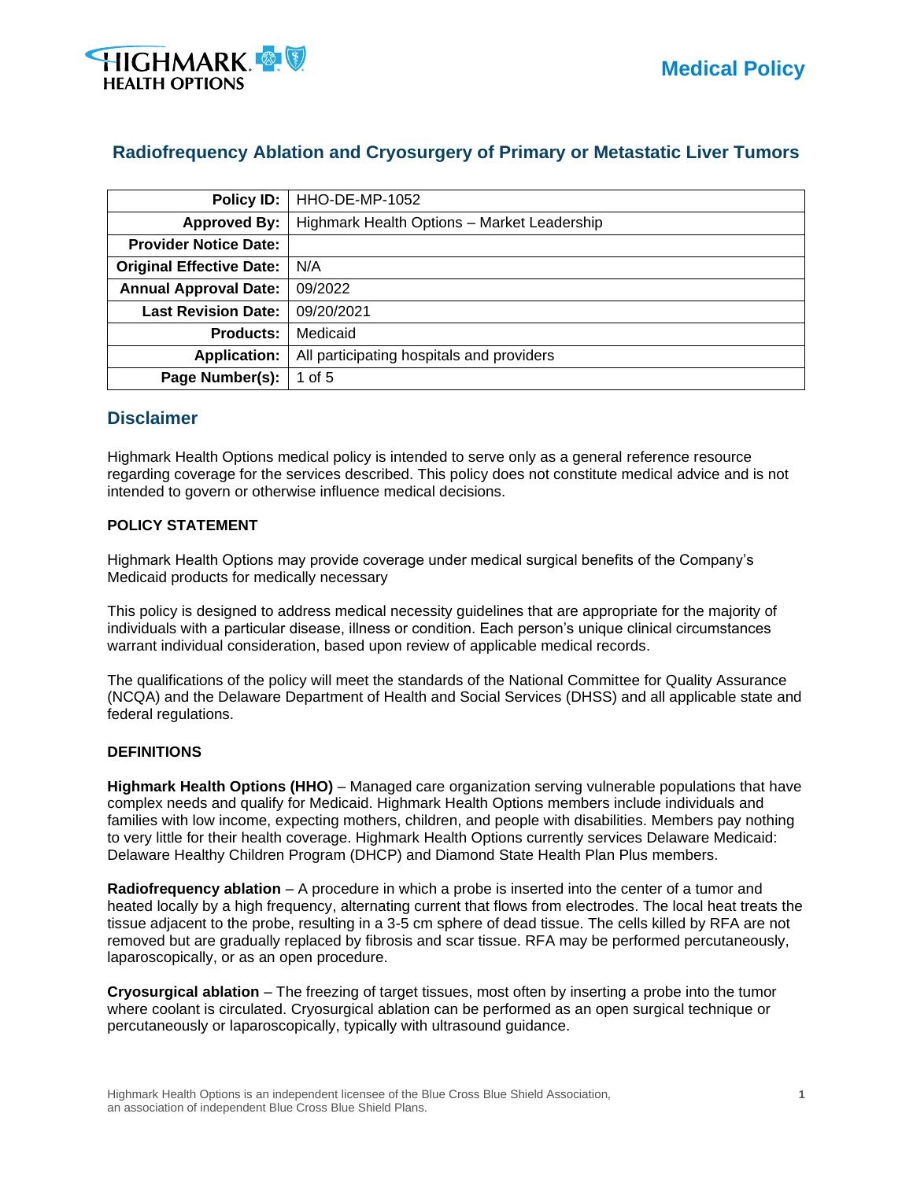# Radiofrequency Ablation and Cryosurgery of Primary or Metastatic Liver Tumors

| | |
|---|---|
| **Policy ID:** | HHO-DE-MP-1052 |
| **Approved By:** | Highmark Health Options – Market Leadership |
| **Provider Notice Date:** | |
| **Original Effective Date:** | N/A |
| **Annual Approval Date:** | 09/2022 |
| **Last Revision Date:** | 09/20/2021 |
| **Products:** | Medicaid |
| **Application:** | All participating hospitals and providers |
| **Page Number(s):** | 1 of 5 |

## Disclaimer

Highmark Health Options medical policy is intended to serve only as a general reference resource regarding coverage for the services described. This policy does not constitute medical advice and is not intended to govern or otherwise influence medical decisions.

**POLICY STATEMENT**

Highmark Health Options may provide coverage under medical surgical benefits of the Company's Medicaid products for medically necessary

This policy is designed to address medical necessity guidelines that are appropriate for the majority of individuals with a particular disease, illness or condition. Each person's unique clinical circumstances warrant individual consideration, based upon review of applicable medical records.

The qualifications of the policy will meet the standards of the National Committee for Quality Assurance (NCQA) and the Delaware Department of Health and Social Services (DHSS) and all applicable state and federal regulations.

**DEFINITIONS**

**Highmark Health Options (HHO)** – Managed care organization serving vulnerable populations that have complex needs and qualify for Medicaid. Highmark Health Options members include individuals and families with low income, expecting mothers, children, and people with disabilities. Members pay nothing to very little for their health coverage. Highmark Health Options currently services Delaware Medicaid: Delaware Healthy Children Program (DHCP) and Diamond State Health Plan Plus members.

**Radiofrequency ablation** – A procedure in which a probe is inserted into the center of a tumor and heated locally by a high frequency, alternating current that flows from electrodes. The local heat treats the tissue adjacent to the probe, resulting in a 3-5 cm sphere of dead tissue. The cells killed by RFA are not removed but are gradually replaced by fibrosis and scar tissue. RFA may be performed percutaneously, laparoscopically, or as an open procedure.

**Cryosurgical ablation** – The freezing of target tissues, most often by inserting a probe into the tumor where coolant is circulated. Cryosurgical ablation can be performed as an open surgical technique or percutaneously or laparoscopically, typically with ultrasound guidance.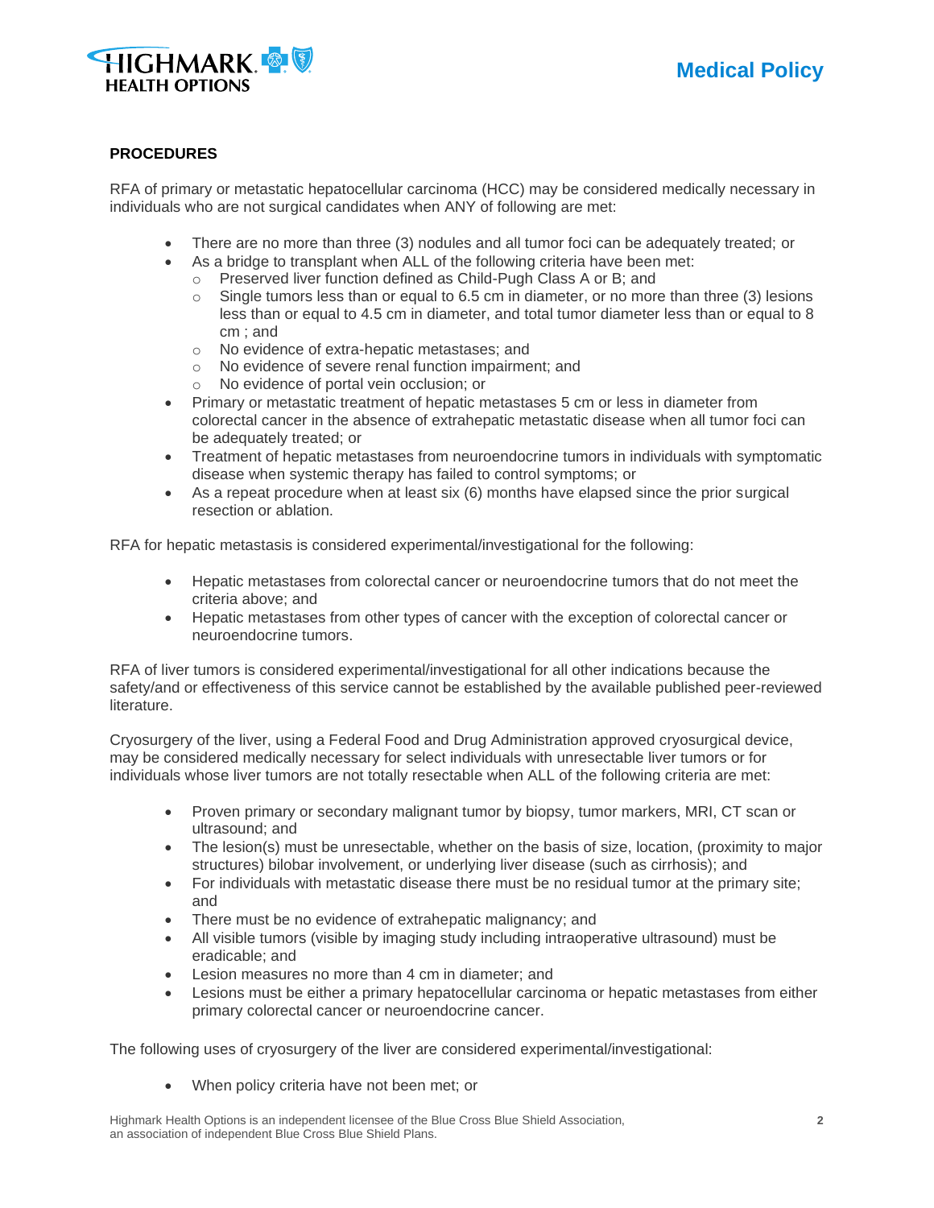**PROCEDURES**

RFA of primary or metastatic hepatocellular carcinoma (HCC) may be considered medically necessary in individuals who are not surgical candidates when ANY of following are met:

- There are no more than three (3) nodules and all tumor foci can be adequately treated; or
- As a bridge to transplant when ALL of the following criteria have been met:
  - Preserved liver function defined as Child-Pugh Class A or B; and
  - Single tumors less than or equal to 6.5 cm in diameter, or no more than three (3) lesions less than or equal to 4.5 cm in diameter, and total tumor diameter less than or equal to 8 cm ; and
  - No evidence of extra-hepatic metastases; and
  - No evidence of severe renal function impairment; and
  - No evidence of portal vein occlusion; or
- Primary or metastatic treatment of hepatic metastases 5 cm or less in diameter from colorectal cancer in the absence of extrahepatic metastatic disease when all tumor foci can be adequately treated; or
- Treatment of hepatic metastases from neuroendocrine tumors in individuals with symptomatic disease when systemic therapy has failed to control symptoms; or
- As a repeat procedure when at least six (6) months have elapsed since the prior surgical resection or ablation.

RFA for hepatic metastasis is considered experimental/investigational for the following:

- Hepatic metastases from colorectal cancer or neuroendocrine tumors that do not meet the criteria above; and
- Hepatic metastases from other types of cancer with the exception of colorectal cancer or neuroendocrine tumors.

RFA of liver tumors is considered experimental/investigational for all other indications because the safety/and or effectiveness of this service cannot be established by the available published peer-reviewed literature.

Cryosurgery of the liver, using a Federal Food and Drug Administration approved cryosurgical device, may be considered medically necessary for select individuals with unresectable liver tumors or for individuals whose liver tumors are not totally resectable when ALL of the following criteria are met:

- Proven primary or secondary malignant tumor by biopsy, tumor markers, MRI, CT scan or ultrasound; and
- The lesion(s) must be unresectable, whether on the basis of size, location, (proximity to major structures) bilobar involvement, or underlying liver disease (such as cirrhosis); and
- For individuals with metastatic disease there must be no residual tumor at the primary site; and
- There must be no evidence of extrahepatic malignancy; and
- All visible tumors (visible by imaging study including intraoperative ultrasound) must be eradicable; and
- Lesion measures no more than 4 cm in diameter; and
- Lesions must be either a primary hepatocellular carcinoma or hepatic metastases from either primary colorectal cancer or neuroendocrine cancer.

The following uses of cryosurgery of the liver are considered experimental/investigational:

- When policy criteria have not been met; or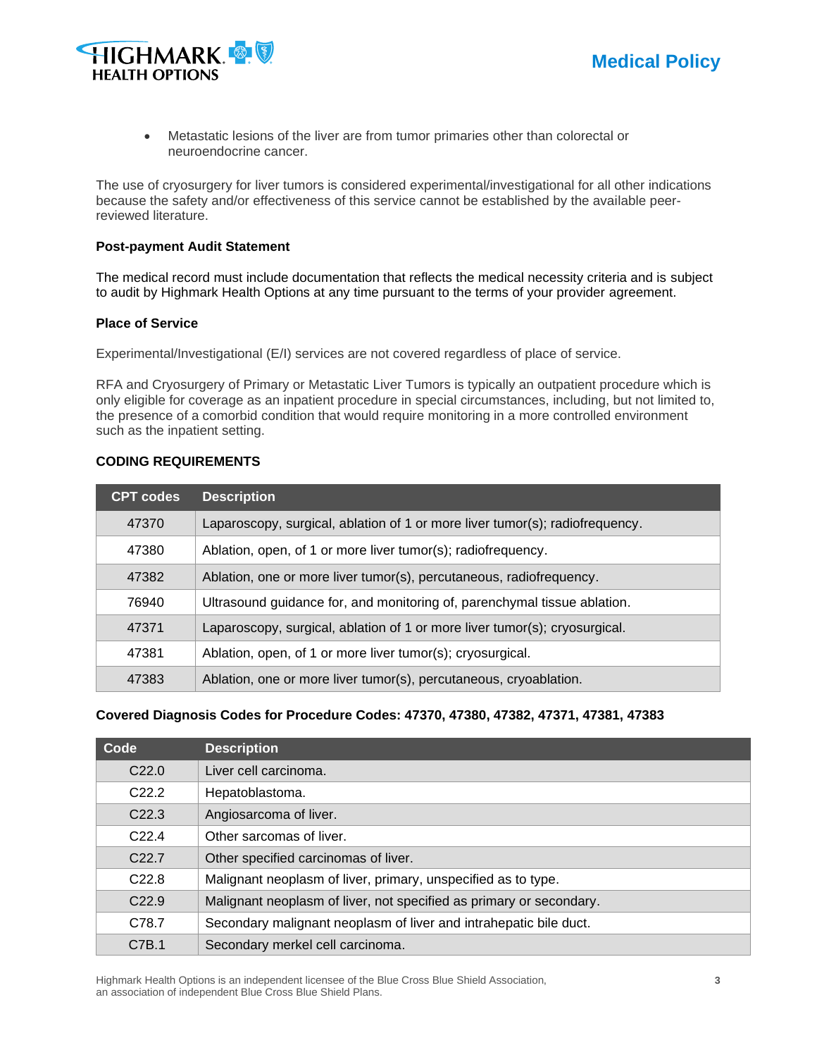- Metastatic lesions of the liver are from tumor primaries other than colorectal or neuroendocrine cancer.

The use of cryosurgery for liver tumors is considered experimental/investigational for all other indications because the safety and/or effectiveness of this service cannot be established by the available peer-reviewed literature.

**Post-payment Audit Statement**

The medical record must include documentation that reflects the medical necessity criteria and is subject to audit by Highmark Health Options at any time pursuant to the terms of your provider agreement.

**Place of Service**

Experimental/Investigational (E/I) services are not covered regardless of place of service.

RFA and Cryosurgery of Primary or Metastatic Liver Tumors is typically an outpatient procedure which is only eligible for coverage as an inpatient procedure in special circumstances, including, but not limited to, the presence of a comorbid condition that would require monitoring in a more controlled environment such as the inpatient setting.

**CODING REQUIREMENTS**

| CPT codes | Description |
|---|---|
| 47370 | Laparoscopy, surgical, ablation of 1 or more liver tumor(s); radiofrequency. |
| 47380 | Ablation, open, of 1 or more liver tumor(s); radiofrequency. |
| 47382 | Ablation, one or more liver tumor(s), percutaneous, radiofrequency. |
| 76940 | Ultrasound guidance for, and monitoring of, parenchymal tissue ablation. |
| 47371 | Laparoscopy, surgical, ablation of 1 or more liver tumor(s); cryosurgical. |
| 47381 | Ablation, open, of 1 or more liver tumor(s); cryosurgical. |
| 47383 | Ablation, one or more liver tumor(s), percutaneous, cryoablation. |

**Covered Diagnosis Codes for Procedure Codes: 47370, 47380, 47382, 47371, 47381, 47383**

| Code | Description |
|---|---|
| C22.0 | Liver cell carcinoma. |
| C22.2 | Hepatoblastoma. |
| C22.3 | Angiosarcoma of liver. |
| C22.4 | Other sarcomas of liver. |
| C22.7 | Other specified carcinomas of liver. |
| C22.8 | Malignant neoplasm of liver, primary, unspecified as to type. |
| C22.9 | Malignant neoplasm of liver, not specified as primary or secondary. |
| C78.7 | Secondary malignant neoplasm of liver and intrahepatic bile duct. |
| C7B.1 | Secondary merkel cell carcinoma. |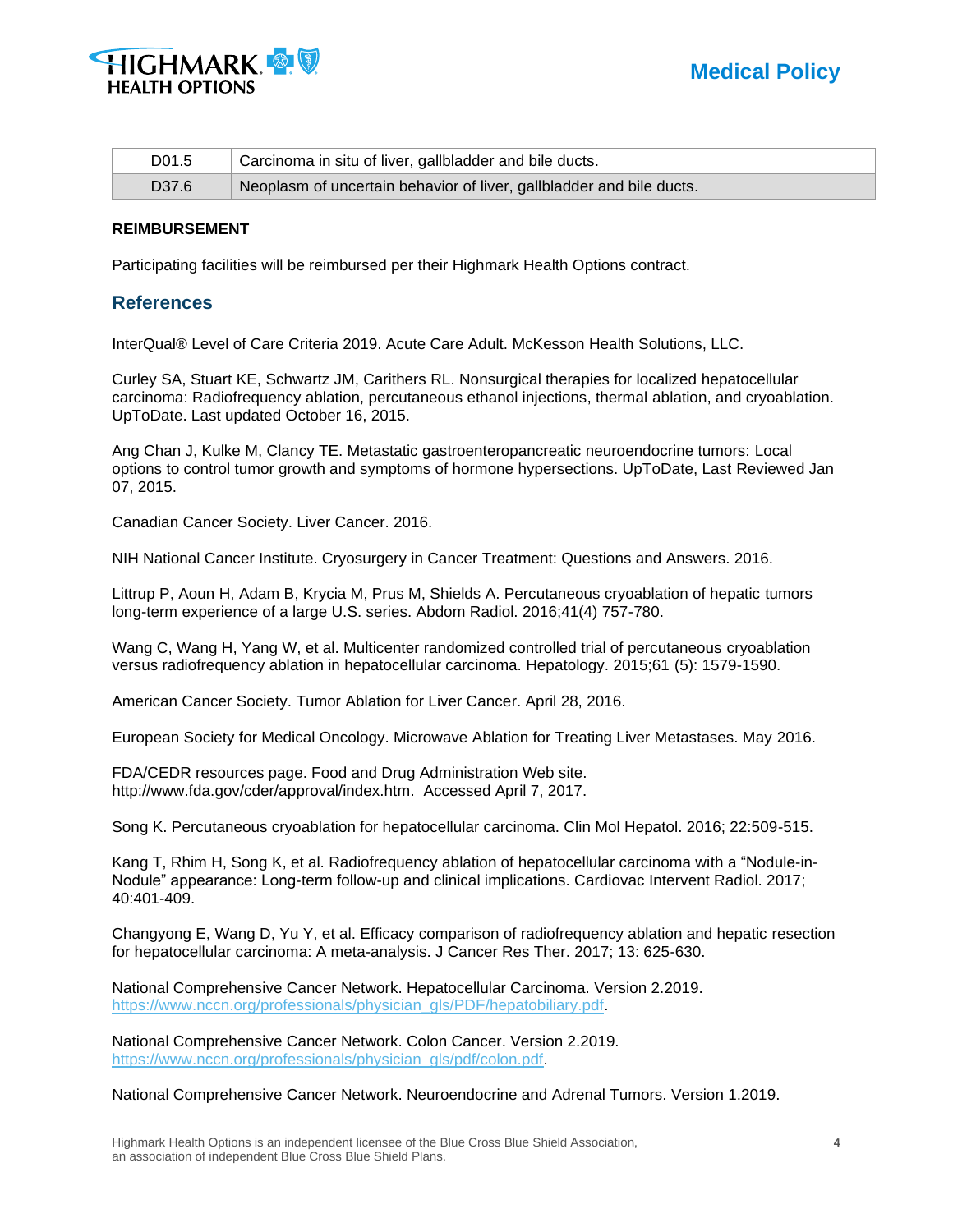| D01.5 | Carcinoma in situ of liver, gallbladder and bile ducts. |
|---|---|
| D37.6 | Neoplasm of uncertain behavior of liver, gallbladder and bile ducts. |

**REIMBURSEMENT**

Participating facilities will be reimbursed per their Highmark Health Options contract.

## References

InterQual® Level of Care Criteria 2019. Acute Care Adult. McKesson Health Solutions, LLC.

Curley SA, Stuart KE, Schwartz JM, Carithers RL. Nonsurgical therapies for localized hepatocellular carcinoma: Radiofrequency ablation, percutaneous ethanol injections, thermal ablation, and cryoablation. UpToDate. Last updated October 16, 2015.

Ang Chan J, Kulke M, Clancy TE. Metastatic gastroenteropancreatic neuroendocrine tumors: Local options to control tumor growth and symptoms of hormone hypersections. UpToDate, Last Reviewed Jan 07, 2015.

Canadian Cancer Society. Liver Cancer. 2016.

NIH National Cancer Institute. Cryosurgery in Cancer Treatment: Questions and Answers. 2016.

Littrup P, Aoun H, Adam B, Krycia M, Prus M, Shields A. Percutaneous cryoablation of hepatic tumors long-term experience of a large U.S. series. Abdom Radiol. 2016;41(4) 757-780.

Wang C, Wang H, Yang W, et al. Multicenter randomized controlled trial of percutaneous cryoablation versus radiofrequency ablation in hepatocellular carcinoma. Hepatology. 2015;61 (5): 1579-1590.

American Cancer Society. Tumor Ablation for Liver Cancer. April 28, 2016.

European Society for Medical Oncology. Microwave Ablation for Treating Liver Metastases. May 2016.

FDA/CEDR resources page. Food and Drug Administration Web site. http://www.fda.gov/cder/approval/index.htm. Accessed April 7, 2017.

Song K. Percutaneous cryoablation for hepatocellular carcinoma. Clin Mol Hepatol. 2016; 22:509-515.

Kang T, Rhim H, Song K, et al. Radiofrequency ablation of hepatocellular carcinoma with a "Nodule-in-Nodule" appearance: Long-term follow-up and clinical implications. Cardiovac Intervent Radiol. 2017; 40:401-409.

Changyong E, Wang D, Yu Y, et al. Efficacy comparison of radiofrequency ablation and hepatic resection for hepatocellular carcinoma: A meta-analysis. J Cancer Res Ther. 2017; 13: 625-630.

National Comprehensive Cancer Network. Hepatocellular Carcinoma. Version 2.2019. https://www.nccn.org/professionals/physician_gls/PDF/hepatobiliary.pdf.

National Comprehensive Cancer Network. Colon Cancer. Version 2.2019. https://www.nccn.org/professionals/physician_gls/pdf/colon.pdf.

National Comprehensive Cancer Network. Neuroendocrine and Adrenal Tumors. Version 1.2019.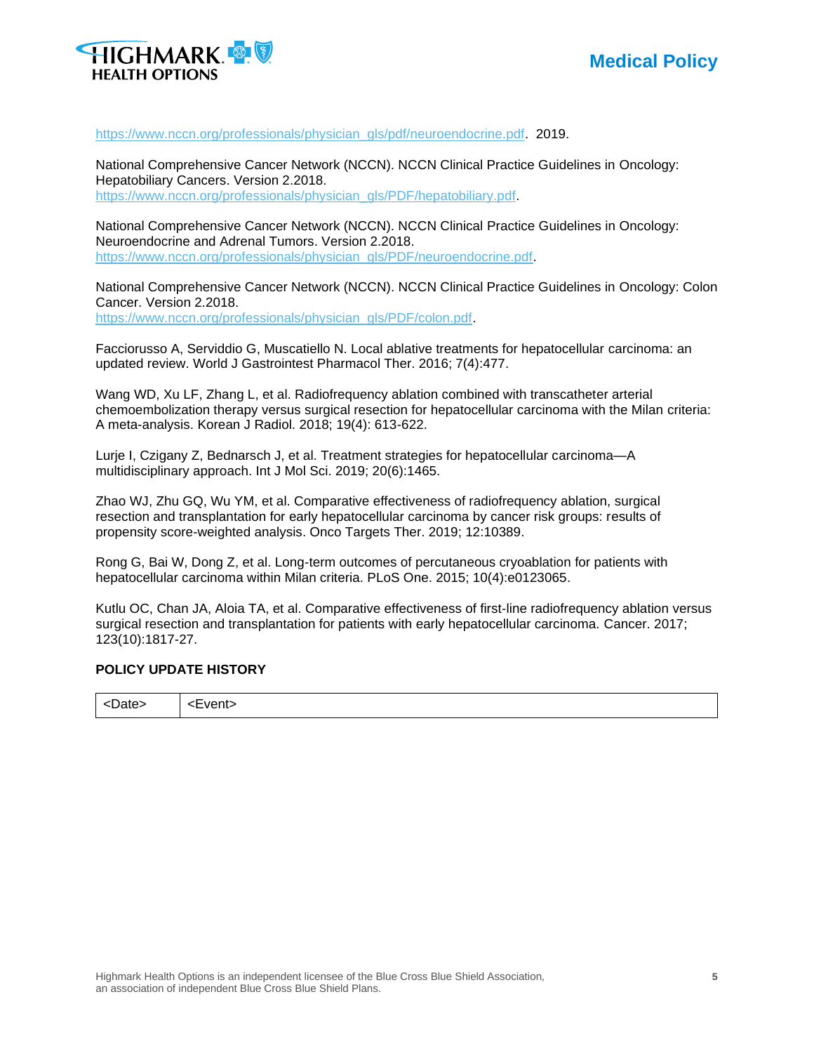https://www.nccn.org/professionals/physician_gls/pdf/neuroendocrine.pdf. 2019.

National Comprehensive Cancer Network (NCCN). NCCN Clinical Practice Guidelines in Oncology: Hepatobiliary Cancers. Version 2.2018.
https://www.nccn.org/professionals/physician_gls/PDF/hepatobiliary.pdf.

National Comprehensive Cancer Network (NCCN). NCCN Clinical Practice Guidelines in Oncology: Neuroendocrine and Adrenal Tumors. Version 2.2018.
https://www.nccn.org/professionals/physician_gls/PDF/neuroendocrine.pdf.

National Comprehensive Cancer Network (NCCN). NCCN Clinical Practice Guidelines in Oncology: Colon Cancer. Version 2.2018.
https://www.nccn.org/professionals/physician_gls/PDF/colon.pdf.

Facciorusso A, Serviddio G, Muscatiello N. Local ablative treatments for hepatocellular carcinoma: an updated review. World J Gastrointest Pharmacol Ther. 2016; 7(4):477.

Wang WD, Xu LF, Zhang L, et al. Radiofrequency ablation combined with transcatheter arterial chemoembolization therapy versus surgical resection for hepatocellular carcinoma with the Milan criteria: A meta-analysis. Korean J Radiol. 2018; 19(4): 613-622.

Lurje I, Czigany Z, Bednarsch J, et al. Treatment strategies for hepatocellular carcinoma—A multidisciplinary approach. Int J Mol Sci. 2019; 20(6):1465.

Zhao WJ, Zhu GQ, Wu YM, et al. Comparative effectiveness of radiofrequency ablation, surgical resection and transplantation for early hepatocellular carcinoma by cancer risk groups: results of propensity score-weighted analysis. Onco Targets Ther. 2019; 12:10389.

Rong G, Bai W, Dong Z, et al. Long-term outcomes of percutaneous cryoablation for patients with hepatocellular carcinoma within Milan criteria. PLoS One. 2015; 10(4):e0123065.

Kutlu OC, Chan JA, Aloia TA, et al. Comparative effectiveness of first-line radiofrequency ablation versus surgical resection and transplantation for patients with early hepatocellular carcinoma. Cancer. 2017; 123(10):1817-27.

**POLICY UPDATE HISTORY**

| | |
|---|---|
| <Date> | <Event> |